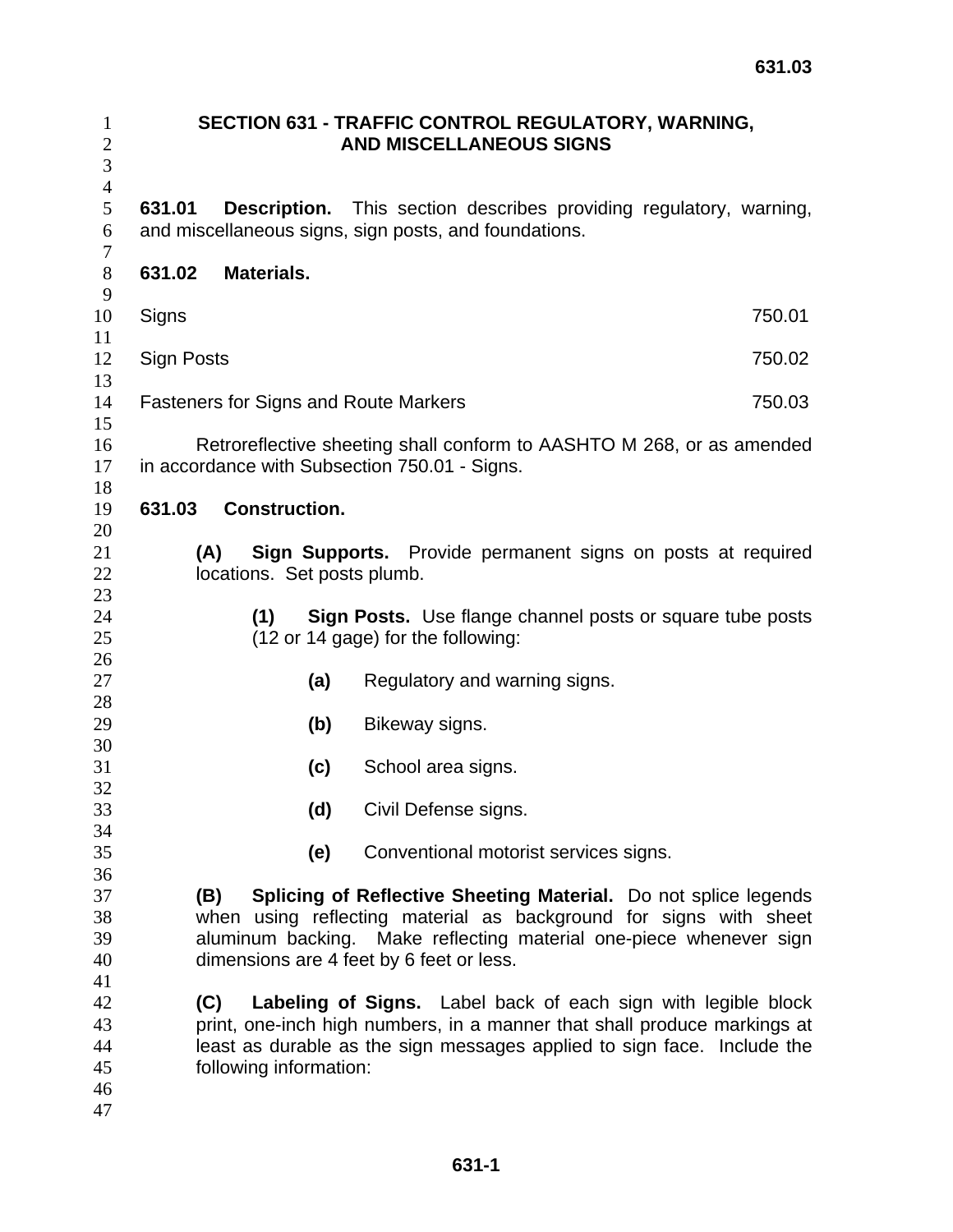# SECTION 631 - TRAFFIC CONTROL REGULATORY, WARNING, AND MISCELLANEOUS SIGNS

**631.01 Description.** This section describes providing regulatory, warning, and miscellaneous signs, sign posts, and foundations.

**631.02 Materials.**

| | |
|---|---|
| Signs | 750.01 |
| Sign Posts | 750.02 |
| Fasteners for Signs and Route Markers | 750.03 |

Retroreflective sheeting shall conform to AASHTO M 268, or as amended in accordance with Subsection 750.01 - Signs.

**631.03 Construction.**

**(A) Sign Supports.** Provide permanent signs on posts at required locations. Set posts plumb.

**(1) Sign Posts.** Use flange channel posts or square tube posts (12 or 14 gage) for the following:

**(a)** Regulatory and warning signs.

**(b)** Bikeway signs.

**(c)** School area signs.

**(d)** Civil Defense signs.

**(e)** Conventional motorist services signs.

**(B) Splicing of Reflective Sheeting Material.** Do not splice legends when using reflecting material as background for signs with sheet aluminum backing. Make reflecting material one-piece whenever sign dimensions are 4 feet by 6 feet or less.

**(C) Labeling of Signs.** Label back of each sign with legible block print, one-inch high numbers, in a manner that shall produce markings at least as durable as the sign messages applied to sign face. Include the following information: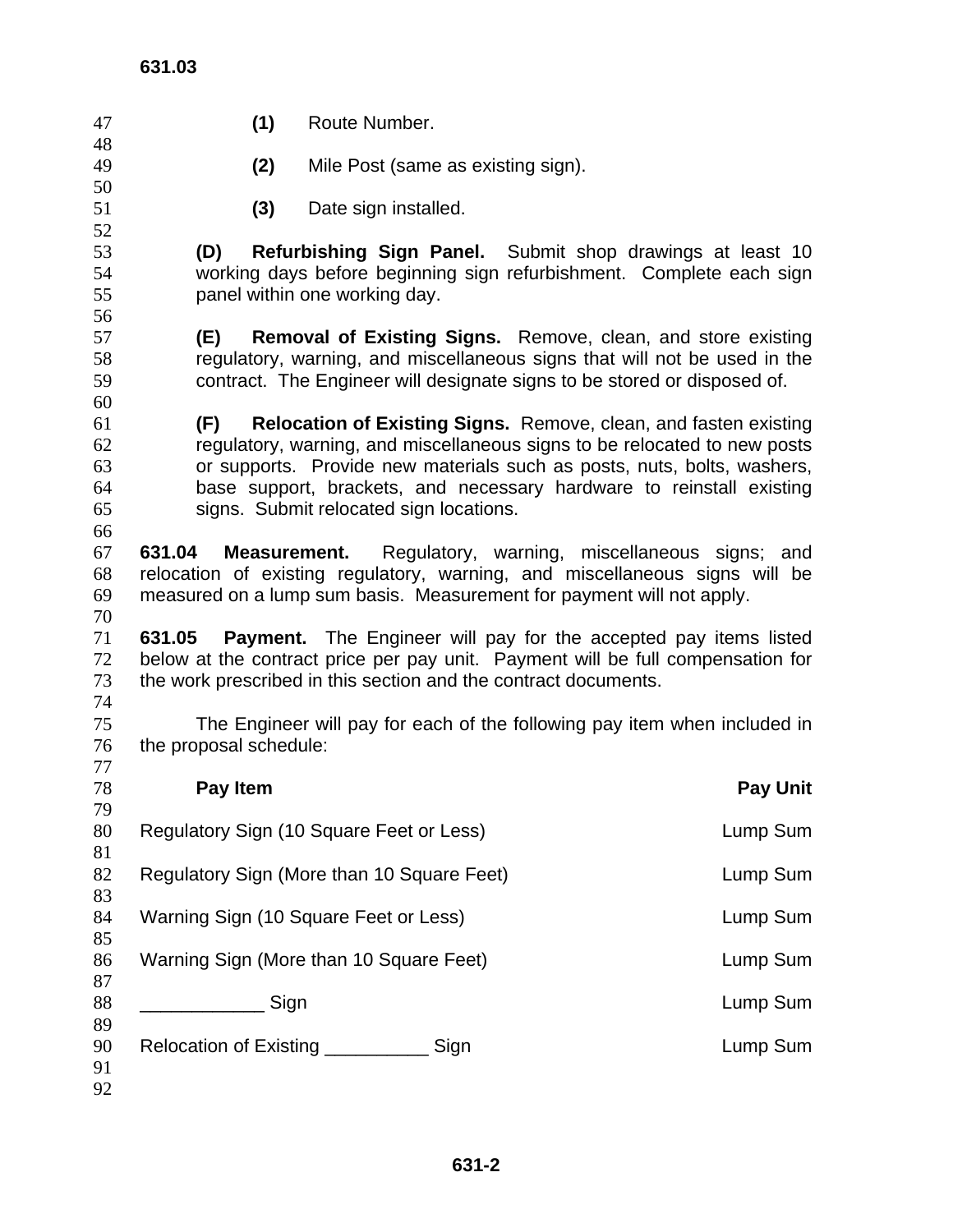(1) Route Number.

(2) Mile Post (same as existing sign).

(3) Date sign installed.

**(D) Refurbishing Sign Panel.** Submit shop drawings at least 10 working days before beginning sign refurbishment. Complete each sign panel within one working day.

**(E) Removal of Existing Signs.** Remove, clean, and store existing regulatory, warning, and miscellaneous signs that will not be used in the contract. The Engineer will designate signs to be stored or disposed of.

**(F) Relocation of Existing Signs.** Remove, clean, and fasten existing regulatory, warning, and miscellaneous signs to be relocated to new posts or supports. Provide new materials such as posts, nuts, bolts, washers, base support, brackets, and necessary hardware to reinstall existing signs. Submit relocated sign locations.

**631.04 Measurement.** Regulatory, warning, miscellaneous signs; and relocation of existing regulatory, warning, and miscellaneous signs will be measured on a lump sum basis. Measurement for payment will not apply.

**631.05 Payment.** The Engineer will pay for the accepted pay items listed below at the contract price per pay unit. Payment will be full compensation for the work prescribed in this section and the contract documents.

The Engineer will pay for each of the following pay item when included in the proposal schedule:

| Pay Item | Pay Unit |
|---|---|
| Regulatory Sign (10 Square Feet or Less) | Lump Sum |
| Regulatory Sign (More than 10 Square Feet) | Lump Sum |
| Warning Sign (10 Square Feet or Less) | Lump Sum |
| Warning Sign (More than 10 Square Feet) | Lump Sum |
| ____________ Sign | Lump Sum |
| Relocation of Existing __________ Sign | Lump Sum |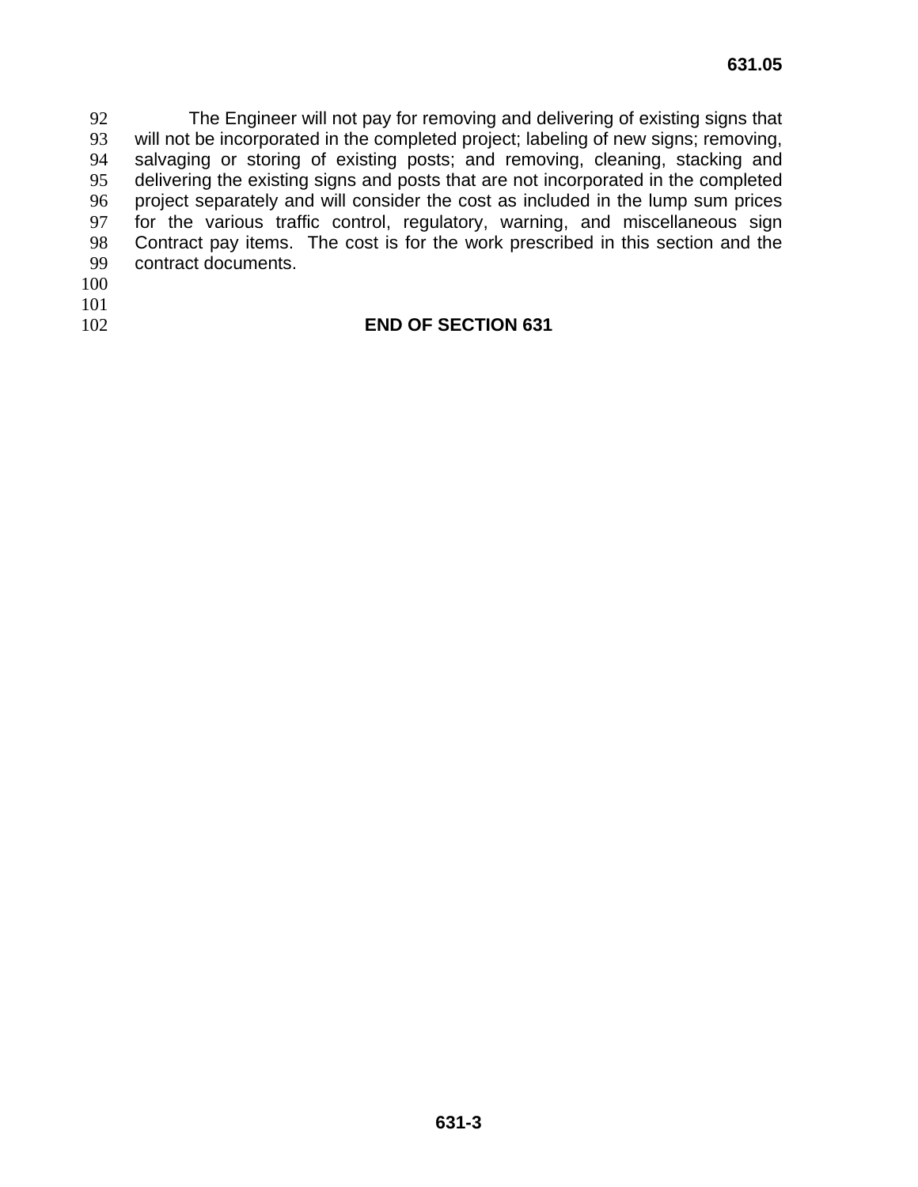The Engineer will not pay for removing and delivering of existing signs that will not be incorporated in the completed project; labeling of new signs; removing, salvaging or storing of existing posts; and removing, cleaning, stacking and delivering the existing signs and posts that are not incorporated in the completed project separately and will consider the cost as included in the lump sum prices for the various traffic control, regulatory, warning, and miscellaneous sign Contract pay items. The cost is for the work prescribed in this section and the contract documents.

**END OF SECTION 631**